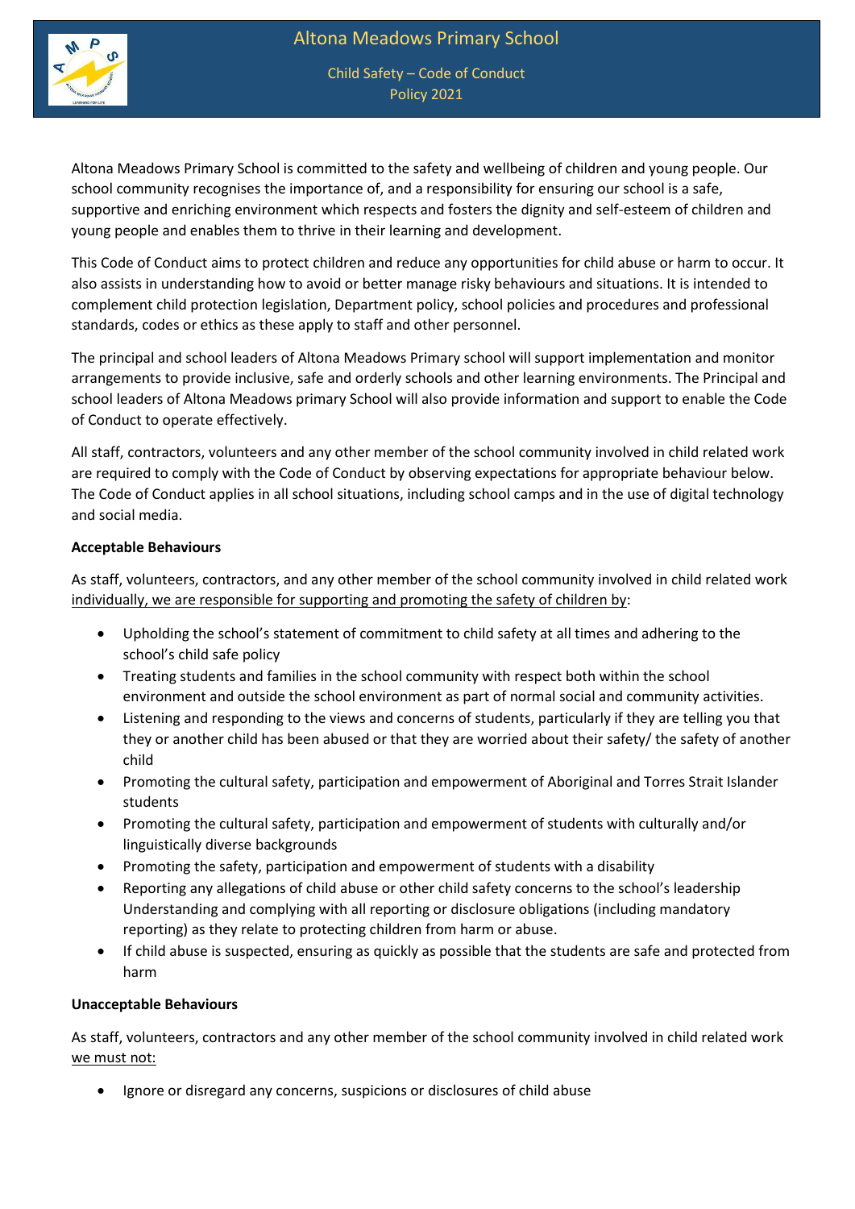# Altona Meadows Primary School

## Child Safety – Code of Conduct Policy 2021

Altona Meadows Primary School is committed to the safety and wellbeing of children and young people. Our school community recognises the importance of, and a responsibility for ensuring our school is a safe, supportive and enriching environment which respects and fosters the dignity and self-esteem of children and young people and enables them to thrive in their learning and development.

This Code of Conduct aims to protect children and reduce any opportunities for child abuse or harm to occur. It also assists in understanding how to avoid or better manage risky behaviours and situations. It is intended to complement child protection legislation, Department policy, school policies and procedures and professional standards, codes or ethics as these apply to staff and other personnel.

The principal and school leaders of Altona Meadows Primary school will support implementation and monitor arrangements to provide inclusive, safe and orderly schools and other learning environments. The Principal and school leaders of Altona Meadows primary School will also provide information and support to enable the Code of Conduct to operate effectively.

All staff, contractors, volunteers and any other member of the school community involved in child related work are required to comply with the Code of Conduct by observing expectations for appropriate behaviour below. The Code of Conduct applies in all school situations, including school camps and in the use of digital technology and social media.

**Acceptable Behaviours**

As staff, volunteers, contractors, and any other member of the school community involved in child related work individually, we are responsible for supporting and promoting the safety of children by:

- Upholding the school's statement of commitment to child safety at all times and adhering to the school's child safe policy
- Treating students and families in the school community with respect both within the school environment and outside the school environment as part of normal social and community activities.
- Listening and responding to the views and concerns of students, particularly if they are telling you that they or another child has been abused or that they are worried about their safety/ the safety of another child
- Promoting the cultural safety, participation and empowerment of Aboriginal and Torres Strait Islander students
- Promoting the cultural safety, participation and empowerment of students with culturally and/or linguistically diverse backgrounds
- Promoting the safety, participation and empowerment of students with a disability
- Reporting any allegations of child abuse or other child safety concerns to the school's leadership Understanding and complying with all reporting or disclosure obligations (including mandatory reporting) as they relate to protecting children from harm or abuse.
- If child abuse is suspected, ensuring as quickly as possible that the students are safe and protected from harm

**Unacceptable Behaviours**

As staff, volunteers, contractors and any other member of the school community involved in child related work we must not:

- Ignore or disregard any concerns, suspicions or disclosures of child abuse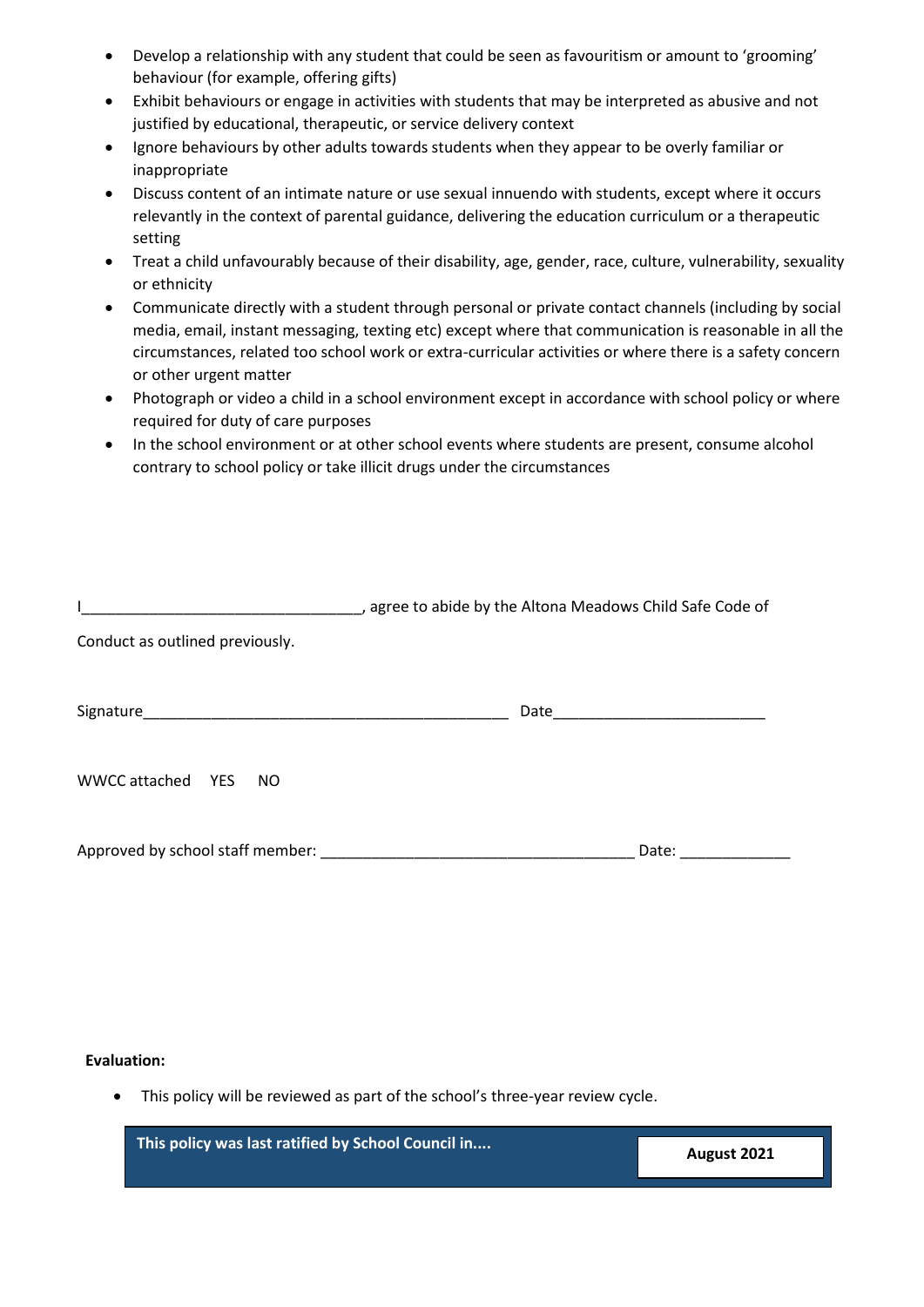- Develop a relationship with any student that could be seen as favouritism or amount to 'grooming' behaviour (for example, offering gifts)
- Exhibit behaviours or engage in activities with students that may be interpreted as abusive and not justified by educational, therapeutic, or service delivery context
- Ignore behaviours by other adults towards students when they appear to be overly familiar or inappropriate
- Discuss content of an intimate nature or use sexual innuendo with students, except where it occurs relevantly in the context of parental guidance, delivering the education curriculum or a therapeutic setting
- Treat a child unfavourably because of their disability, age, gender, race, culture, vulnerability, sexuality or ethnicity
- Communicate directly with a student through personal or private contact channels (including by social media, email, instant messaging, texting etc) except where that communication is reasonable in all the circumstances, related too school work or extra-curricular activities or where there is a safety concern or other urgent matter
- Photograph or video a child in a school environment except in accordance with school policy or where required for duty of care purposes
- In the school environment or at other school events where students are present, consume alcohol contrary to school policy or take illicit drugs under the circumstances

I________________________________, agree to abide by the Altona Meadows Child Safe Code of Conduct as outlined previously.

Signature___________________________________________ Date________________________

WWCC attached YES NO

Approved by school staff member: ____________________________________ Date: ____________

**Evaluation:**

- This policy will be reviewed as part of the school's three-year review cycle.

| | |
|---|---|
| **This policy was last ratified by School Council in....** | **August 2021** |